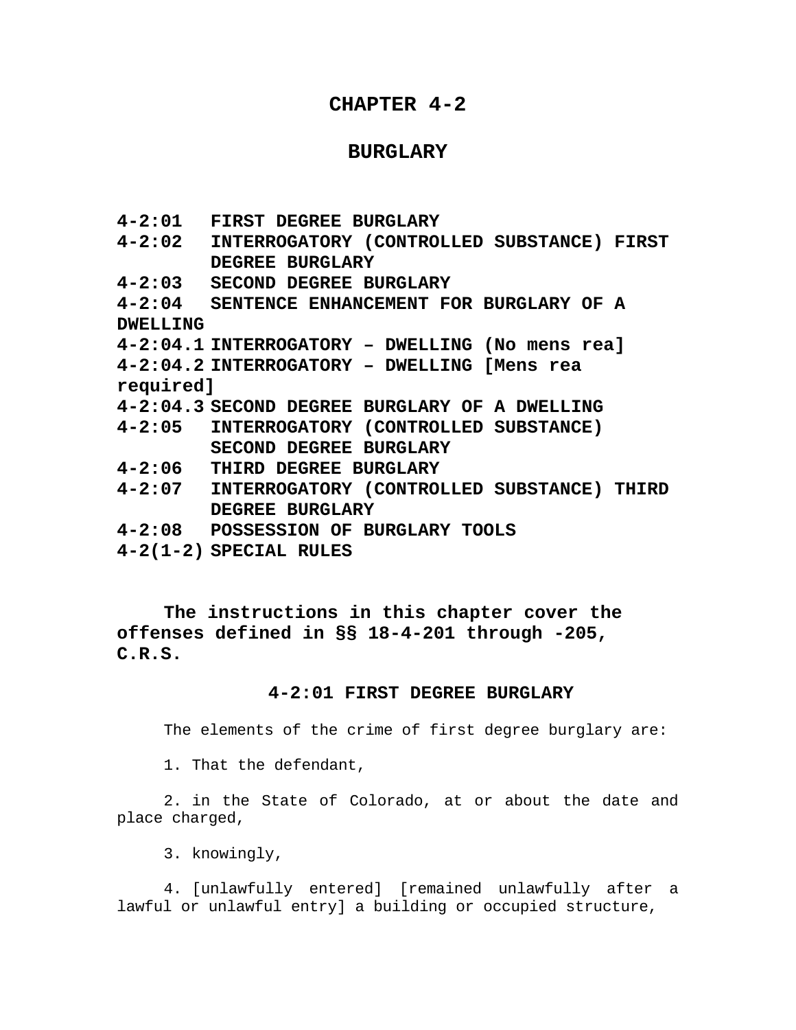# CHAPTER 4-2

# BURGLARY

**4-2:01 FIRST DEGREE BURGLARY**
**4-2:02 INTERROGATORY (CONTROLLED SUBSTANCE) FIRST DEGREE BURGLARY**
**4-2:03 SECOND DEGREE BURGLARY**
**4-2:04 SENTENCE ENHANCEMENT FOR BURGLARY OF A DWELLING**
**4-2:04.1 INTERROGATORY – DWELLING (No mens rea]**
**4-2:04.2 INTERROGATORY – DWELLING [Mens rea required]**
**4-2:04.3 SECOND DEGREE BURGLARY OF A DWELLING**
**4-2:05 INTERROGATORY (CONTROLLED SUBSTANCE) SECOND DEGREE BURGLARY**
**4-2:06 THIRD DEGREE BURGLARY**
**4-2:07 INTERROGATORY (CONTROLLED SUBSTANCE) THIRD DEGREE BURGLARY**
**4-2:08 POSSESSION OF BURGLARY TOOLS**
**4-2(1-2) SPECIAL RULES**

**The instructions in this chapter cover the offenses defined in §§ 18-4-201 through -205, C.R.S.**

## 4-2:01 FIRST DEGREE BURGLARY

The elements of the crime of first degree burglary are:

1. That the defendant,

2. in the State of Colorado, at or about the date and place charged,

3. knowingly,

4. [unlawfully entered] [remained unlawfully after a lawful or unlawful entry] a building or occupied structure,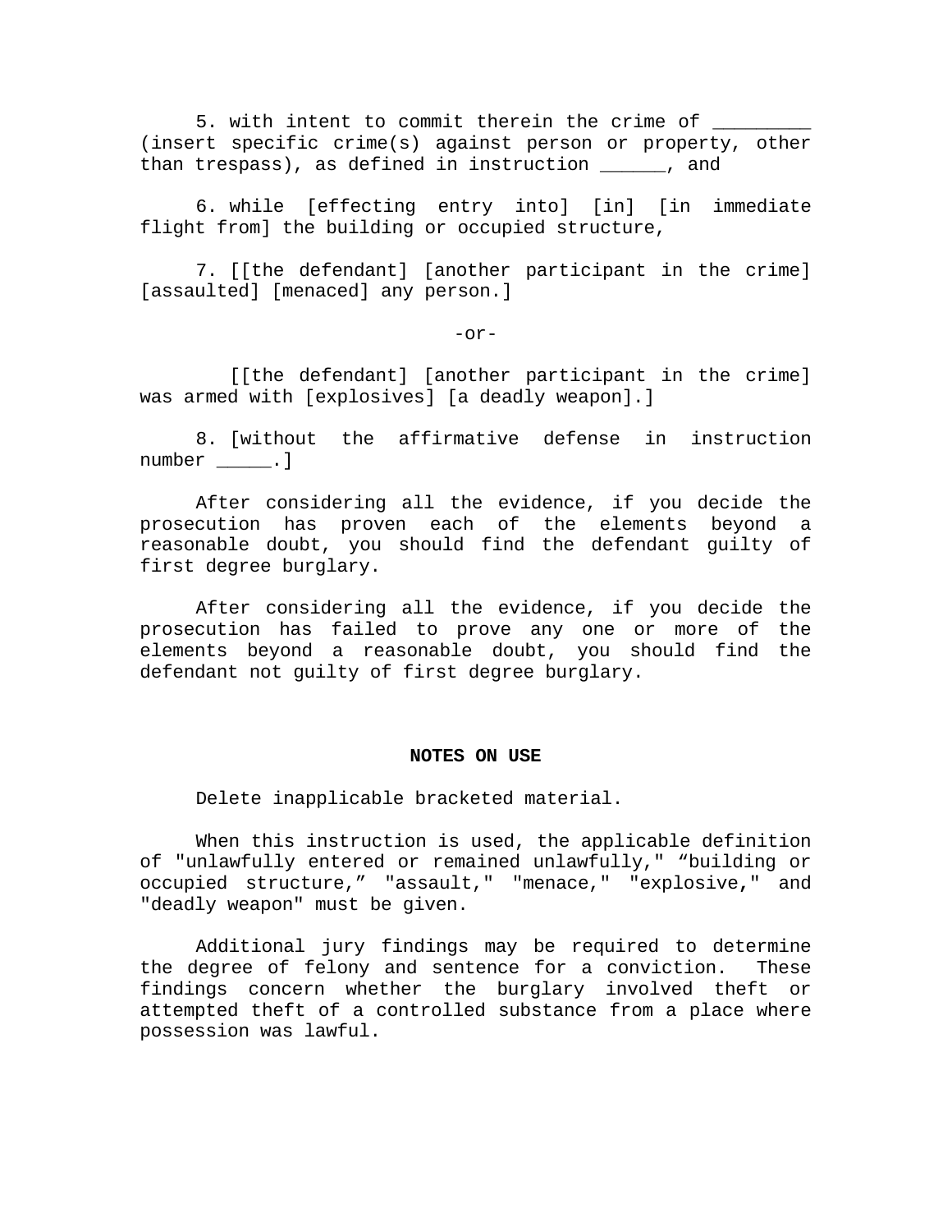5. with intent to commit therein the crime of ________ (insert specific crime(s) against person or property, other than trespass), as defined in instruction ______, and

6. while [effecting entry into] [in] [in immediate flight from] the building or occupied structure,

7. [[the defendant] [another participant in the crime] [assaulted] [menaced] any person.]

-or-

[[the defendant] [another participant in the crime] was armed with [explosives] [a deadly weapon].]

8. [without the affirmative defense in instruction number _____.]

After considering all the evidence, if you decide the prosecution has proven each of the elements beyond a reasonable doubt, you should find the defendant guilty of first degree burglary.

After considering all the evidence, if you decide the prosecution has failed to prove any one or more of the elements beyond a reasonable doubt, you should find the defendant not guilty of first degree burglary.

**NOTES ON USE**

Delete inapplicable bracketed material.

When this instruction is used, the applicable definition of "unlawfully entered or remained unlawfully," "building or occupied structure," "assault," "menace," "explosive," and "deadly weapon" must be given.

Additional jury findings may be required to determine the degree of felony and sentence for a conviction. These findings concern whether the burglary involved theft or attempted theft of a controlled substance from a place where possession was lawful.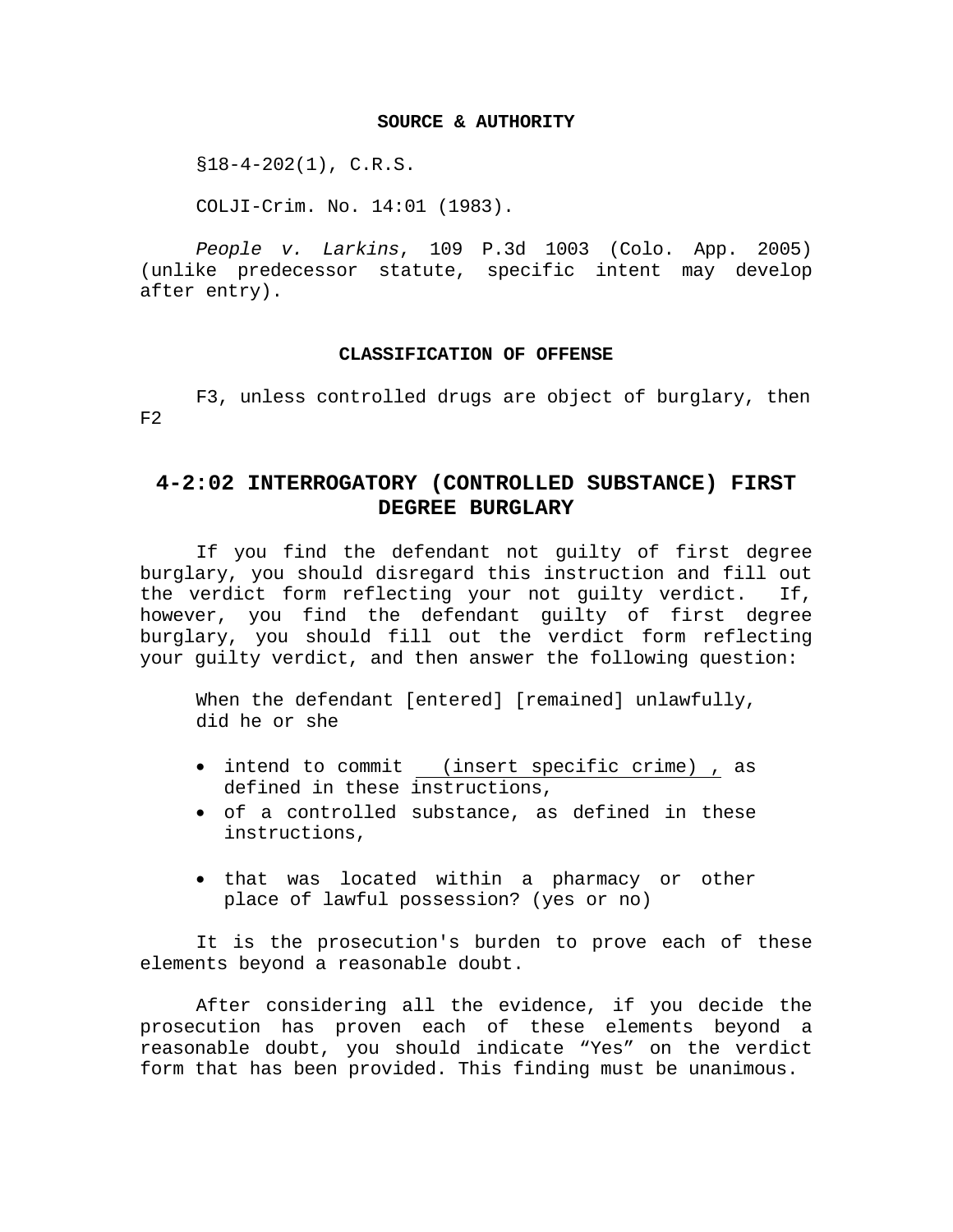**SOURCE & AUTHORITY**

§18-4-202(1), C.R.S.

COLJI-Crim. No. 14:01 (1983).

*People v. Larkins*, 109 P.3d 1003 (Colo. App. 2005) (unlike predecessor statute, specific intent may develop after entry).

**CLASSIFICATION OF OFFENSE**

F3, unless controlled drugs are object of burglary, then F2

## 4-2:02 INTERROGATORY (CONTROLLED SUBSTANCE) FIRST DEGREE BURGLARY

If you find the defendant not guilty of first degree burglary, you should disregard this instruction and fill out the verdict form reflecting your not guilty verdict. If, however, you find the defendant guilty of first degree burglary, you should fill out the verdict form reflecting your guilty verdict, and then answer the following question:

When the defendant [entered] [remained] unlawfully, did he or she

- intend to commit \_\_(insert specific crime)\_, as defined in these instructions,
- of a controlled substance, as defined in these instructions,
- that was located within a pharmacy or other place of lawful possession? (yes or no)

It is the prosecution's burden to prove each of these elements beyond a reasonable doubt.

After considering all the evidence, if you decide the prosecution has proven each of these elements beyond a reasonable doubt, you should indicate "Yes" on the verdict form that has been provided. This finding must be unanimous.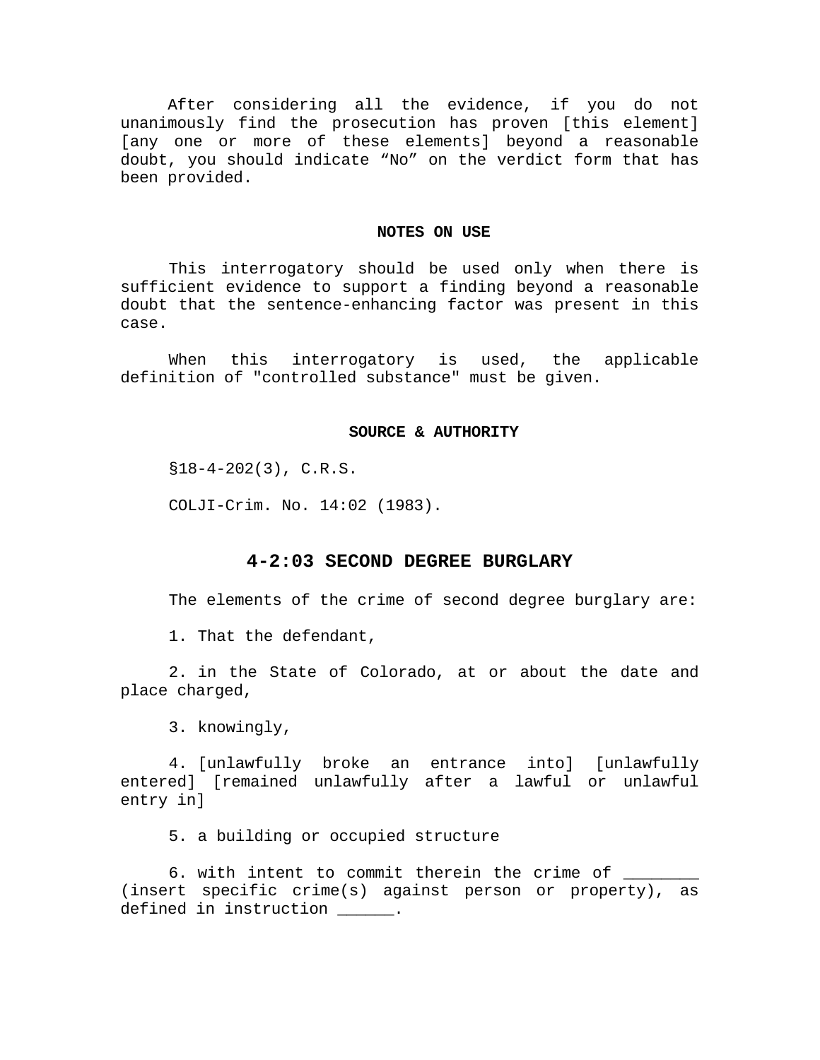After considering all the evidence, if you do not unanimously find the prosecution has proven [this element] [any one or more of these elements] beyond a reasonable doubt, you should indicate “No” on the verdict form that has been provided.

**NOTES ON USE**

This interrogatory should be used only when there is sufficient evidence to support a finding beyond a reasonable doubt that the sentence-enhancing factor was present in this case.

When this interrogatory is used, the applicable definition of "controlled substance" must be given.

**SOURCE & AUTHORITY**

§18-4-202(3), C.R.S.

COLJI-Crim. No. 14:02 (1983).

## 4-2:03 SECOND DEGREE BURGLARY

The elements of the crime of second degree burglary are:

1. That the defendant,

2. in the State of Colorado, at or about the date and place charged,

3. knowingly,

4. [unlawfully broke an entrance into] [unlawfully entered] [remained unlawfully after a lawful or unlawful entry in]

5. a building or occupied structure

6. with intent to commit therein the crime of ________ (insert specific crime(s) against person or property), as defined in instruction ______.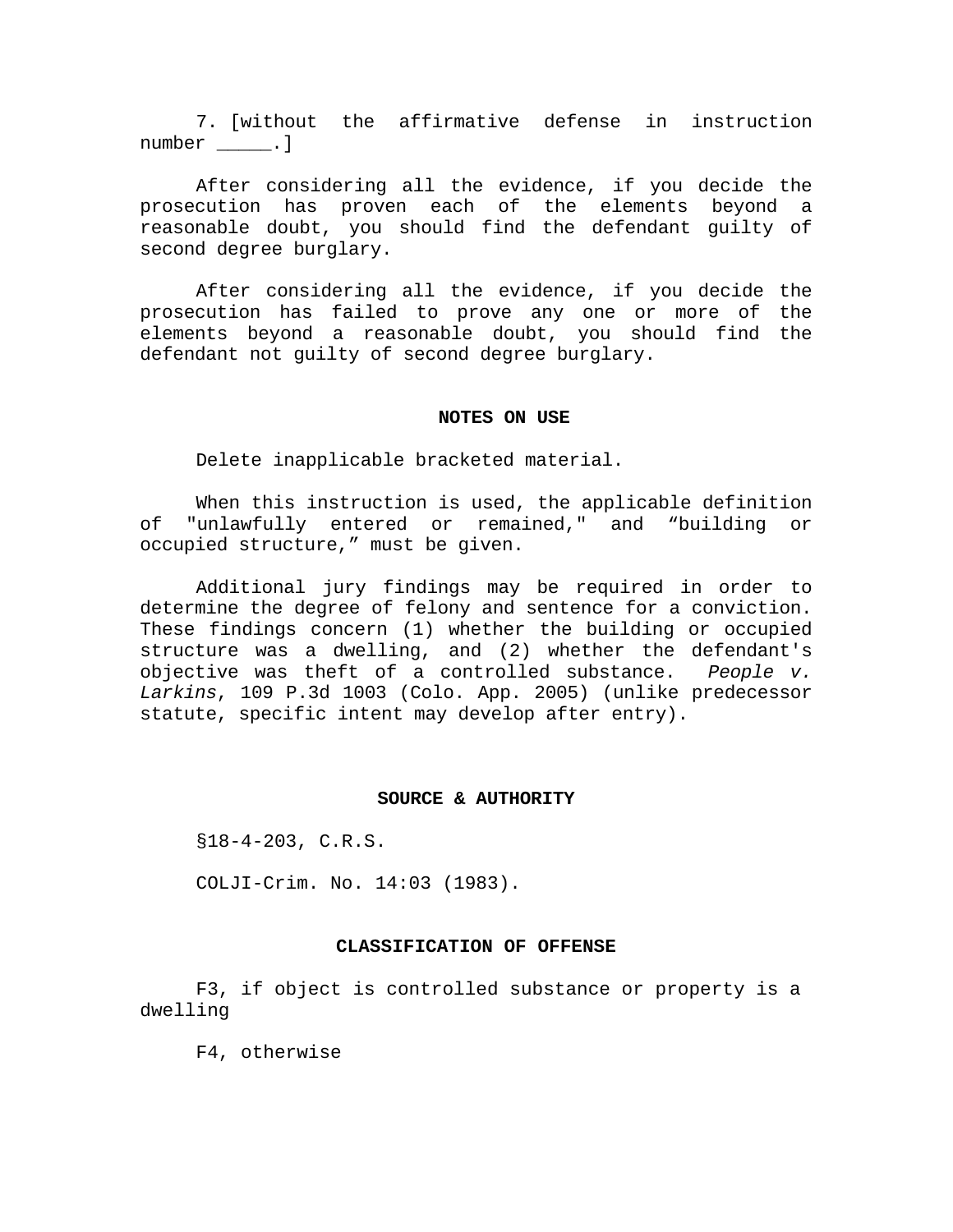7. [without the affirmative defense in instruction number _____.]

After considering all the evidence, if you decide the prosecution has proven each of the elements beyond a reasonable doubt, you should find the defendant guilty of second degree burglary.

After considering all the evidence, if you decide the prosecution has failed to prove any one or more of the elements beyond a reasonable doubt, you should find the defendant not guilty of second degree burglary.

## NOTES ON USE

Delete inapplicable bracketed material.

When this instruction is used, the applicable definition of "unlawfully entered or remained," and "building or occupied structure," must be given.

Additional jury findings may be required in order to determine the degree of felony and sentence for a conviction. These findings concern (1) whether the building or occupied structure was a dwelling, and (2) whether the defendant's objective was theft of a controlled substance. *People v. Larkins*, 109 P.3d 1003 (Colo. App. 2005) (unlike predecessor statute, specific intent may develop after entry).

## SOURCE & AUTHORITY

§18-4-203, C.R.S.

COLJI-Crim. No. 14:03 (1983).

## CLASSIFICATION OF OFFENSE

F3, if object is controlled substance or property is a dwelling

F4, otherwise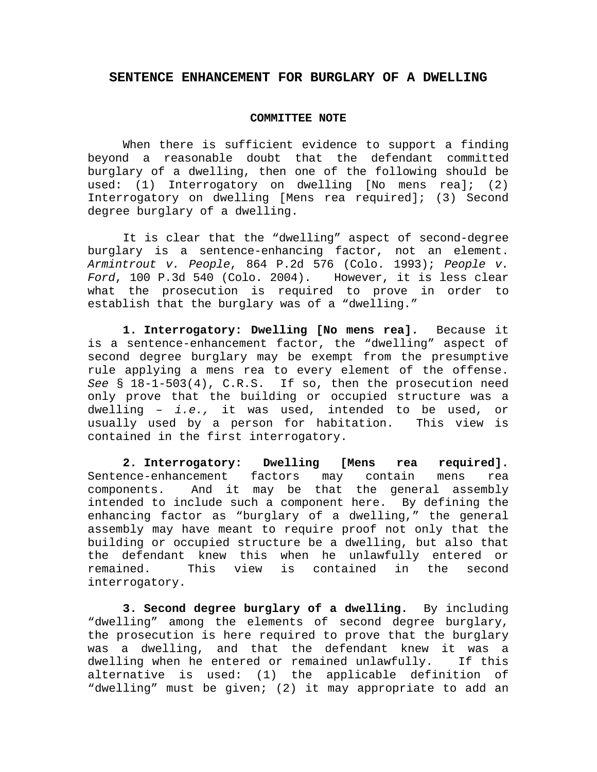# SENTENCE ENHANCEMENT FOR BURGLARY OF A DWELLING

## COMMITTEE NOTE

When there is sufficient evidence to support a finding beyond a reasonable doubt that the defendant committed burglary of a dwelling, then one of the following should be used: (1) Interrogatory on dwelling [No mens rea]; (2) Interrogatory on dwelling [Mens rea required]; (3) Second degree burglary of a dwelling.

It is clear that the "dwelling" aspect of second-degree burglary is a sentence-enhancing factor, not an element. *Armintrout v. People*, 864 P.2d 576 (Colo. 1993); *People v. Ford*, 100 P.3d 540 (Colo. 2004). However, it is less clear what the prosecution is required to prove in order to establish that the burglary was of a "dwelling."

**1. Interrogatory: Dwelling [No mens rea].** Because it is a sentence-enhancement factor, the "dwelling" aspect of second degree burglary may be exempt from the presumptive rule applying a mens rea to every element of the offense. *See* § 18-1-503(4), C.R.S. If so, then the prosecution need only prove that the building or occupied structure was a dwelling – *i.e.,* it was used, intended to be used, or usually used by a person for habitation. This view is contained in the first interrogatory.

**2. Interrogatory: Dwelling [Mens rea required].** Sentence-enhancement factors may contain mens rea components. And it may be that the general assembly intended to include such a component here. By defining the enhancing factor as "burglary of a dwelling," the general assembly may have meant to require proof not only that the building or occupied structure be a dwelling, but also that the defendant knew this when he unlawfully entered or remained. This view is contained in the second interrogatory.

**3. Second degree burglary of a dwelling.** By including "dwelling" among the elements of second degree burglary, the prosecution is here required to prove that the burglary was a dwelling, and that the defendant knew it was a dwelling when he entered or remained unlawfully. If this alternative is used: (1) the applicable definition of "dwelling" must be given; (2) it may appropriate to add an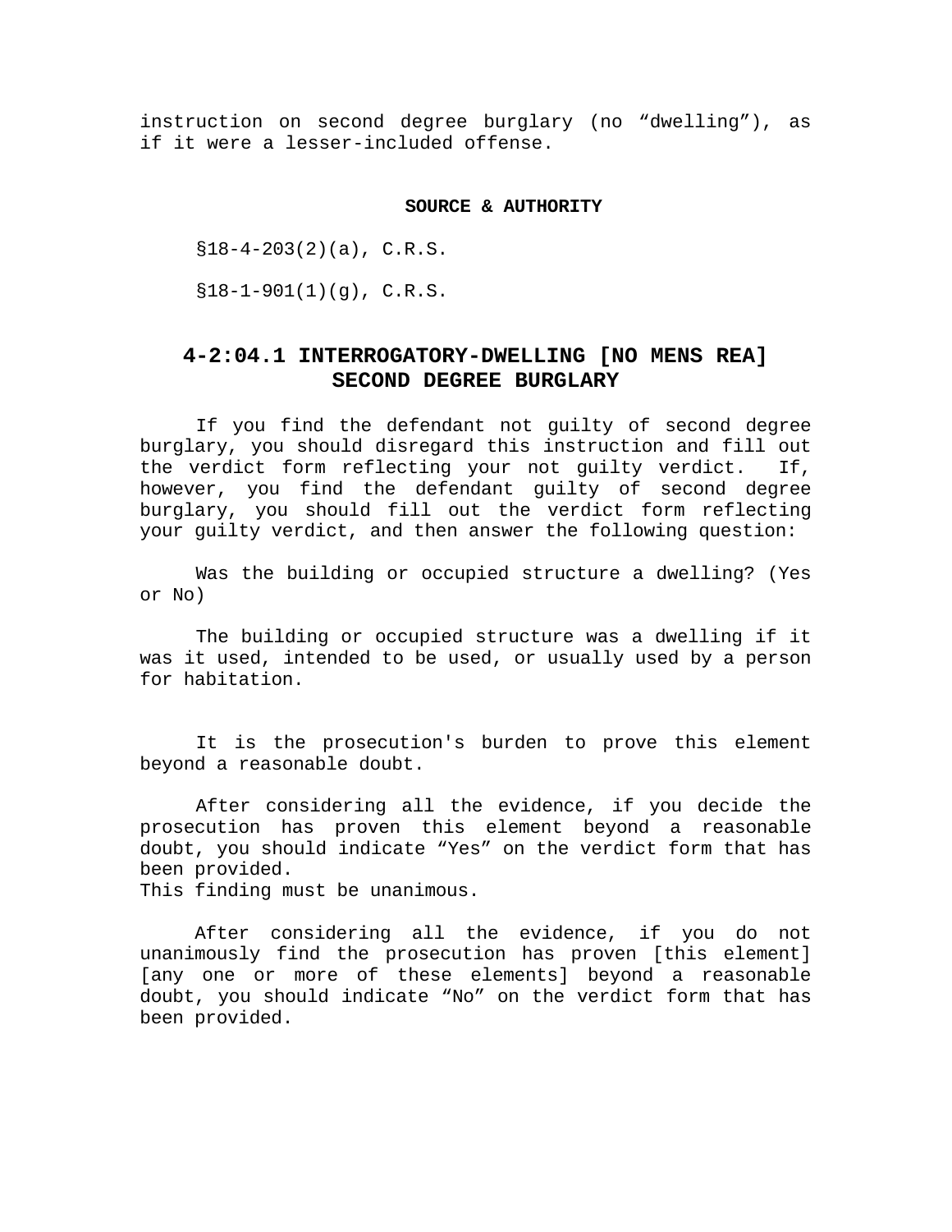instruction on second degree burglary (no “dwelling”), as if it were a lesser-included offense.

**SOURCE & AUTHORITY**

§18-4-203(2)(a), C.R.S.

§18-1-901(1)(g), C.R.S.

## 4-2:04.1 INTERROGATORY-DWELLING [NO MENS REA] SECOND DEGREE BURGLARY

If you find the defendant not guilty of second degree burglary, you should disregard this instruction and fill out the verdict form reflecting your not guilty verdict. If, however, you find the defendant guilty of second degree burglary, you should fill out the verdict form reflecting your guilty verdict, and then answer the following question:

Was the building or occupied structure a dwelling? (Yes or No)

The building or occupied structure was a dwelling if it was it used, intended to be used, or usually used by a person for habitation.

It is the prosecution's burden to prove this element beyond a reasonable doubt.

After considering all the evidence, if you decide the prosecution has proven this element beyond a reasonable doubt, you should indicate “Yes” on the verdict form that has been provided.
This finding must be unanimous.

After considering all the evidence, if you do not unanimously find the prosecution has proven [this element] [any one or more of these elements] beyond a reasonable doubt, you should indicate “No” on the verdict form that has been provided.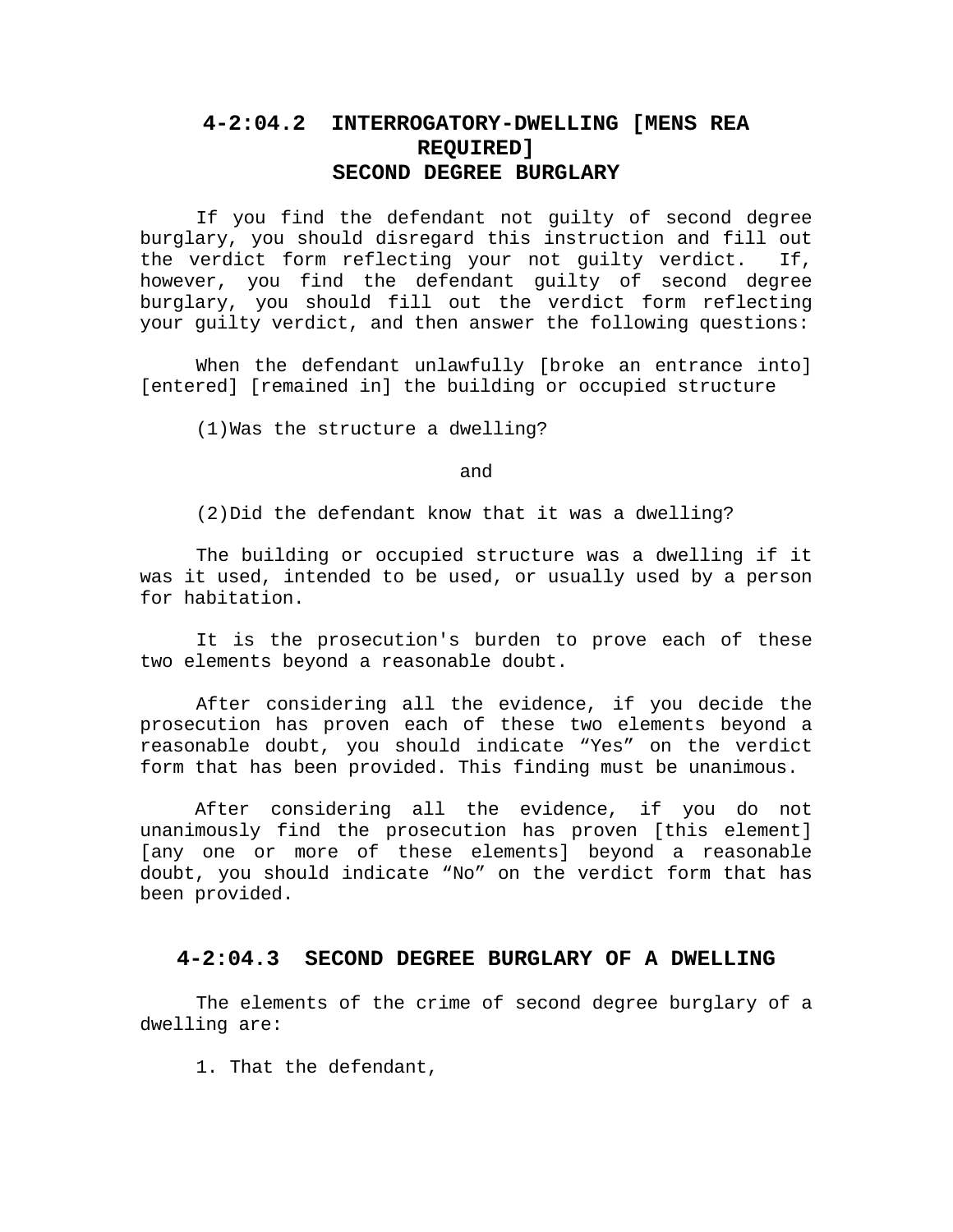## 4-2:04.2 INTERROGATORY-DWELLING [MENS REA REQUIRED] SECOND DEGREE BURGLARY

If you find the defendant not guilty of second degree burglary, you should disregard this instruction and fill out the verdict form reflecting your not guilty verdict. If, however, you find the defendant guilty of second degree burglary, you should fill out the verdict form reflecting your guilty verdict, and then answer the following questions:

When the defendant unlawfully [broke an entrance into] [entered] [remained in] the building or occupied structure

(1)Was the structure a dwelling?

and

(2)Did the defendant know that it was a dwelling?

The building or occupied structure was a dwelling if it was it used, intended to be used, or usually used by a person for habitation.

It is the prosecution's burden to prove each of these two elements beyond a reasonable doubt.

After considering all the evidence, if you decide the prosecution has proven each of these two elements beyond a reasonable doubt, you should indicate "Yes" on the verdict form that has been provided. This finding must be unanimous.

After considering all the evidence, if you do not unanimously find the prosecution has proven [this element] [any one or more of these elements] beyond a reasonable doubt, you should indicate "No" on the verdict form that has been provided.

## 4-2:04.3 SECOND DEGREE BURGLARY OF A DWELLING

The elements of the crime of second degree burglary of a dwelling are:

1. That the defendant,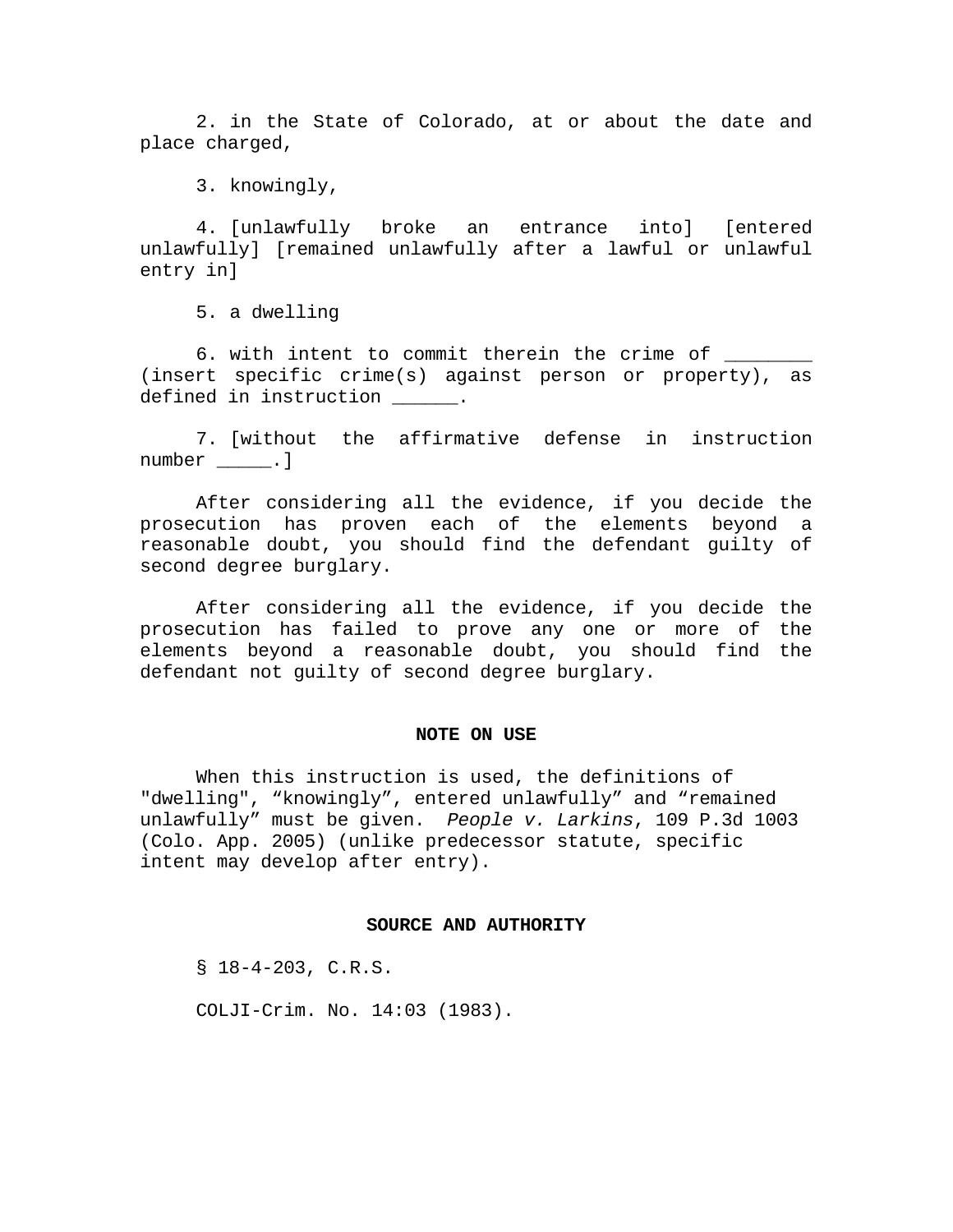2. in the State of Colorado, at or about the date and place charged,

3. knowingly,

4. [unlawfully broke an entrance into] [entered unlawfully] [remained unlawfully after a lawful or unlawful entry in]

5. a dwelling

6. with intent to commit therein the crime of ________ (insert specific crime(s) against person or property), as defined in instruction ______.

7. [without the affirmative defense in instruction number _____.]

After considering all the evidence, if you decide the prosecution has proven each of the elements beyond a reasonable doubt, you should find the defendant guilty of second degree burglary.

After considering all the evidence, if you decide the prosecution has failed to prove any one or more of the elements beyond a reasonable doubt, you should find the defendant not guilty of second degree burglary.

**NOTE ON USE**

When this instruction is used, the definitions of "dwelling", “knowingly”, entered unlawfully” and “remained unlawfully” must be given. *People v. Larkins*, 109 P.3d 1003 (Colo. App. 2005) (unlike predecessor statute, specific intent may develop after entry).

**SOURCE AND AUTHORITY**

§ 18-4-203, C.R.S.

COLJI-Crim. No. 14:03 (1983).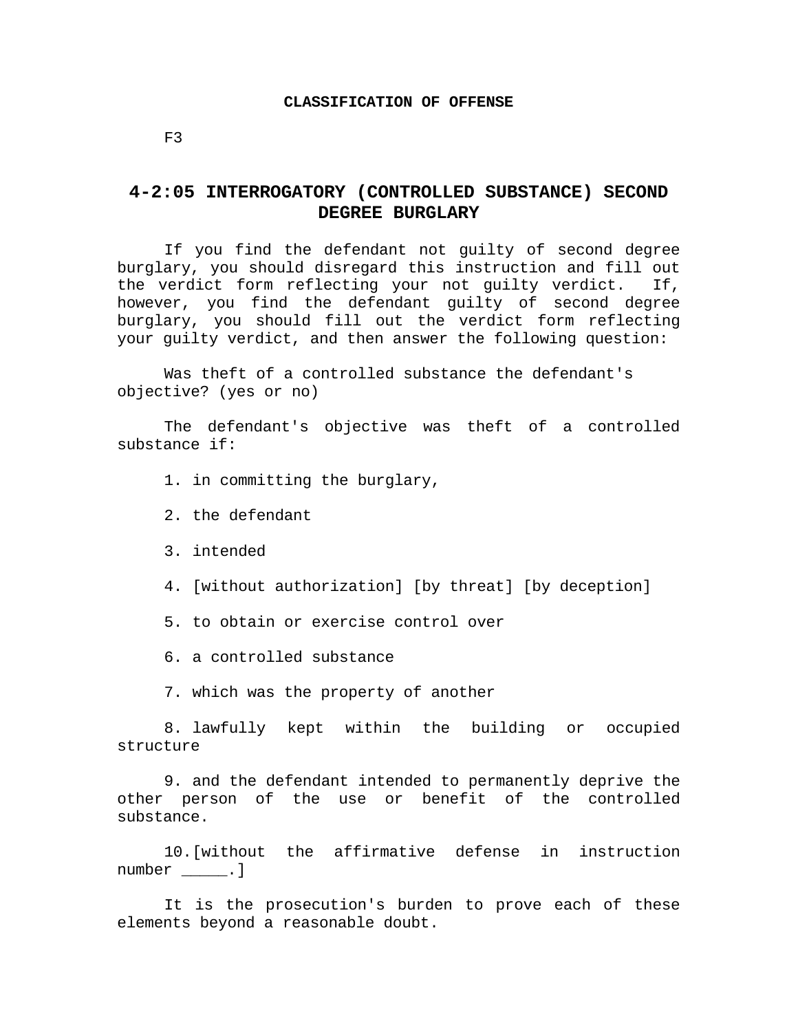**CLASSIFICATION OF OFFENSE**

F3

## 4-2:05 INTERROGATORY (CONTROLLED SUBSTANCE) SECOND DEGREE BURGLARY

If you find the defendant not guilty of second degree burglary, you should disregard this instruction and fill out the verdict form reflecting your not guilty verdict. If, however, you find the defendant guilty of second degree burglary, you should fill out the verdict form reflecting your guilty verdict, and then answer the following question:

Was theft of a controlled substance the defendant's objective? (yes or no)

The defendant's objective was theft of a controlled substance if:

1. in committing the burglary,

2. the defendant

3. intended

4. [without authorization] [by threat] [by deception]

5. to obtain or exercise control over

6. a controlled substance

7. which was the property of another

8. lawfully kept within the building or occupied structure

9. and the defendant intended to permanently deprive the other person of the use or benefit of the controlled substance.

10. [without the affirmative defense in instruction number _____.]

It is the prosecution's burden to prove each of these elements beyond a reasonable doubt.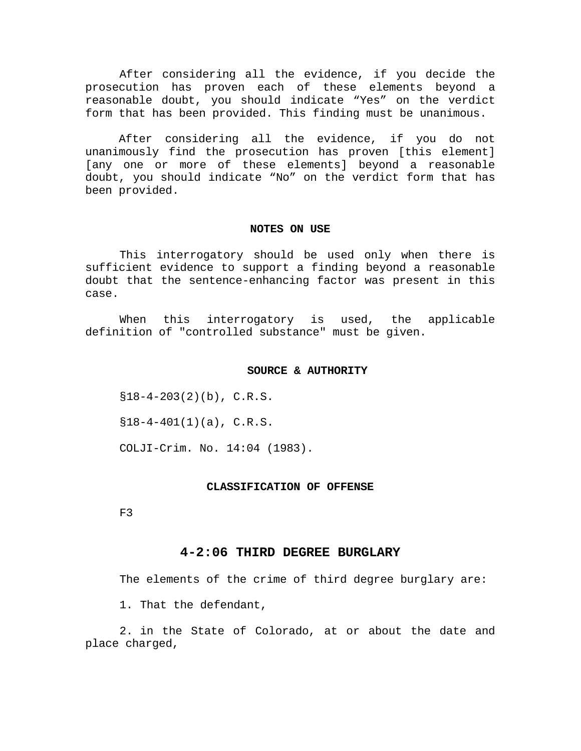After considering all the evidence, if you decide the prosecution has proven each of these elements beyond a reasonable doubt, you should indicate "Yes" on the verdict form that has been provided. This finding must be unanimous.

After considering all the evidence, if you do not unanimously find the prosecution has proven [this element] [any one or more of these elements] beyond a reasonable doubt, you should indicate "No" on the verdict form that has been provided.

**NOTES ON USE**

This interrogatory should be used only when there is sufficient evidence to support a finding beyond a reasonable doubt that the sentence-enhancing factor was present in this case.

When this interrogatory is used, the applicable definition of "controlled substance" must be given.

**SOURCE & AUTHORITY**

§18-4-203(2)(b), C.R.S.

§18-4-401(1)(a), C.R.S.

COLJI-Crim. No. 14:04 (1983).

**CLASSIFICATION OF OFFENSE**

F3

## 4-2:06 THIRD DEGREE BURGLARY

The elements of the crime of third degree burglary are:

1. That the defendant,

2. in the State of Colorado, at or about the date and place charged,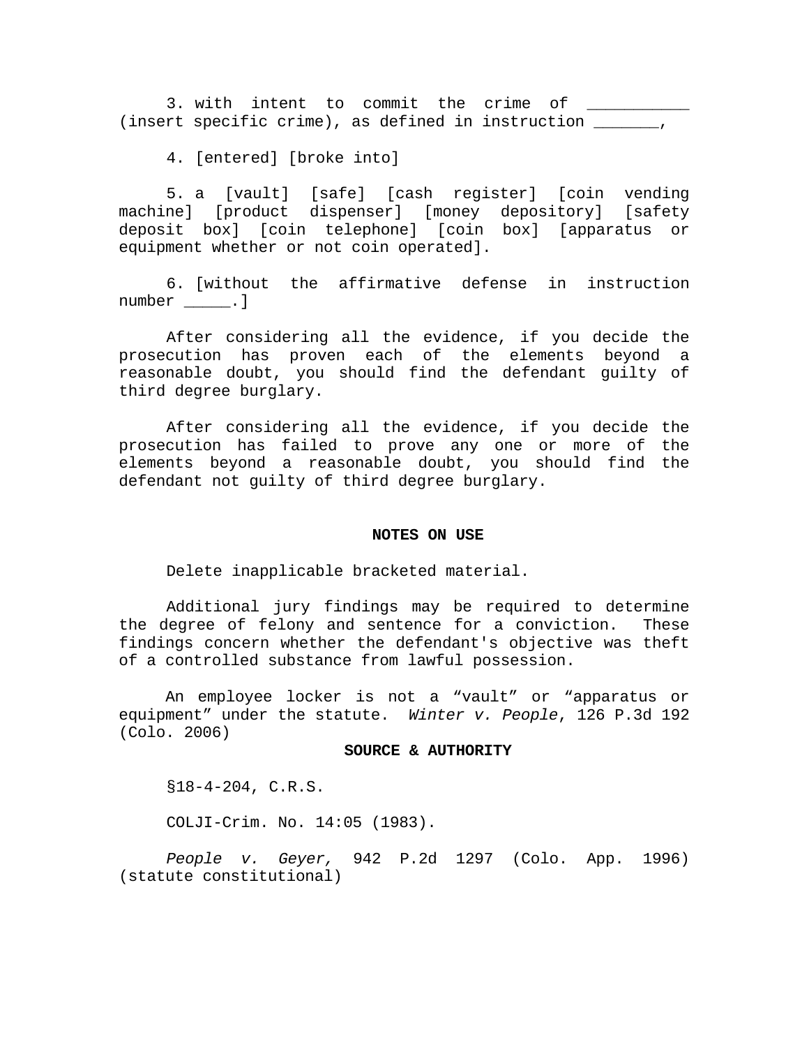3. with intent to commit the crime of ___________ (insert specific crime), as defined in instruction _______,

4. [entered] [broke into]

5. a [vault] [safe] [cash register] [coin vending machine] [product dispenser] [money depository] [safety deposit box] [coin telephone] [coin box] [apparatus or equipment whether or not coin operated].

6. [without the affirmative defense in instruction number _____.]

After considering all the evidence, if you decide the prosecution has proven each of the elements beyond a reasonable doubt, you should find the defendant guilty of third degree burglary.

After considering all the evidence, if you decide the prosecution has failed to prove any one or more of the elements beyond a reasonable doubt, you should find the defendant not guilty of third degree burglary.

**NOTES ON USE**

Delete inapplicable bracketed material.

Additional jury findings may be required to determine the degree of felony and sentence for a conviction. These findings concern whether the defendant's objective was theft of a controlled substance from lawful possession.

An employee locker is not a "vault" or "apparatus or equipment" under the statute. *Winter v. People*, 126 P.3d 192 (Colo. 2006)

**SOURCE & AUTHORITY**

§18-4-204, C.R.S.

COLJI-Crim. No. 14:05 (1983).

*People v. Geyer,* 942 P.2d 1297 (Colo. App. 1996) (statute constitutional)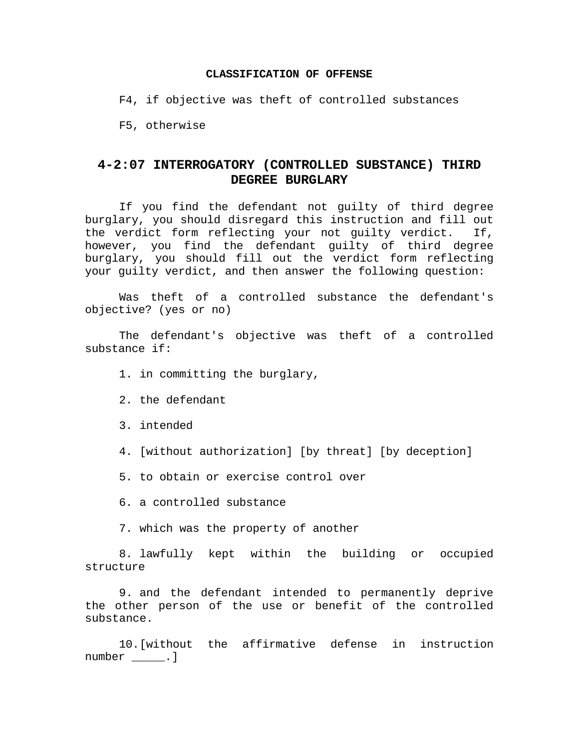**CLASSIFICATION OF OFFENSE**

F4, if objective was theft of controlled substances

F5, otherwise

## 4-2:07 INTERROGATORY (CONTROLLED SUBSTANCE) THIRD DEGREE BURGLARY

If you find the defendant not guilty of third degree burglary, you should disregard this instruction and fill out the verdict form reflecting your not guilty verdict. If, however, you find the defendant guilty of third degree burglary, you should fill out the verdict form reflecting your guilty verdict, and then answer the following question:

Was theft of a controlled substance the defendant's objective? (yes or no)

The defendant's objective was theft of a controlled substance if:

1. in committing the burglary,

2. the defendant

3. intended

4. [without authorization] [by threat] [by deception]

5. to obtain or exercise control over

6. a controlled substance

7. which was the property of another

8. lawfully kept within the building or occupied structure

9. and the defendant intended to permanently deprive the other person of the use or benefit of the controlled substance.

10. [without the affirmative defense in instruction number _____.]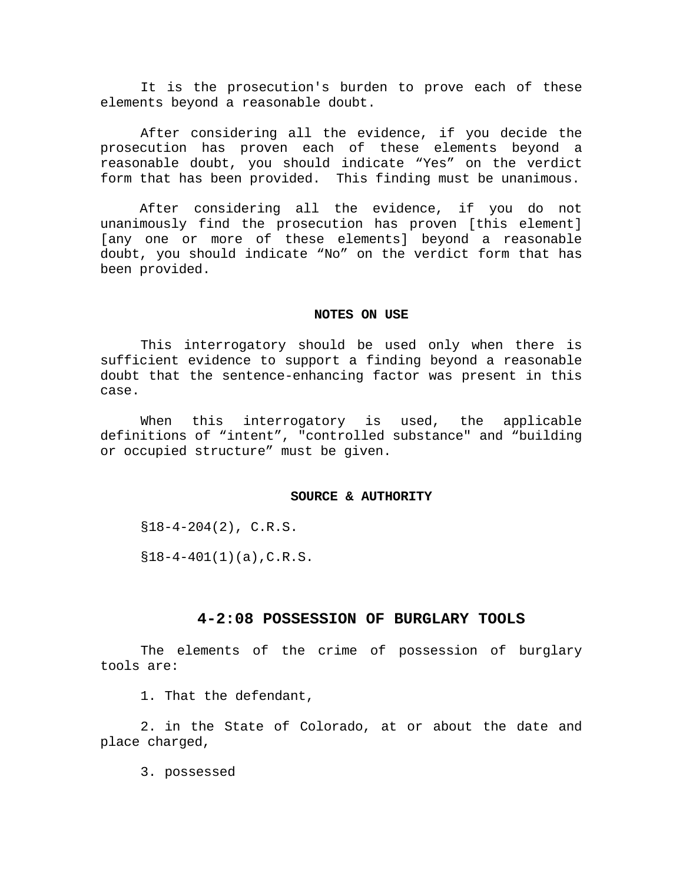It is the prosecution's burden to prove each of these elements beyond a reasonable doubt.

After considering all the evidence, if you decide the prosecution has proven each of these elements beyond a reasonable doubt, you should indicate “Yes” on the verdict form that has been provided. This finding must be unanimous.

After considering all the evidence, if you do not unanimously find the prosecution has proven [this element] [any one or more of these elements] beyond a reasonable doubt, you should indicate “No” on the verdict form that has been provided.

**NOTES ON USE**

This interrogatory should be used only when there is sufficient evidence to support a finding beyond a reasonable doubt that the sentence-enhancing factor was present in this case.

When this interrogatory is used, the applicable definitions of “intent”, "controlled substance" and “building or occupied structure” must be given.

**SOURCE & AUTHORITY**

§18-4-204(2), C.R.S.

§18-4-401(1)(a),C.R.S.

## 4-2:08 POSSESSION OF BURGLARY TOOLS

The elements of the crime of possession of burglary tools are:

1. That the defendant,

2. in the State of Colorado, at or about the date and place charged,

3. possessed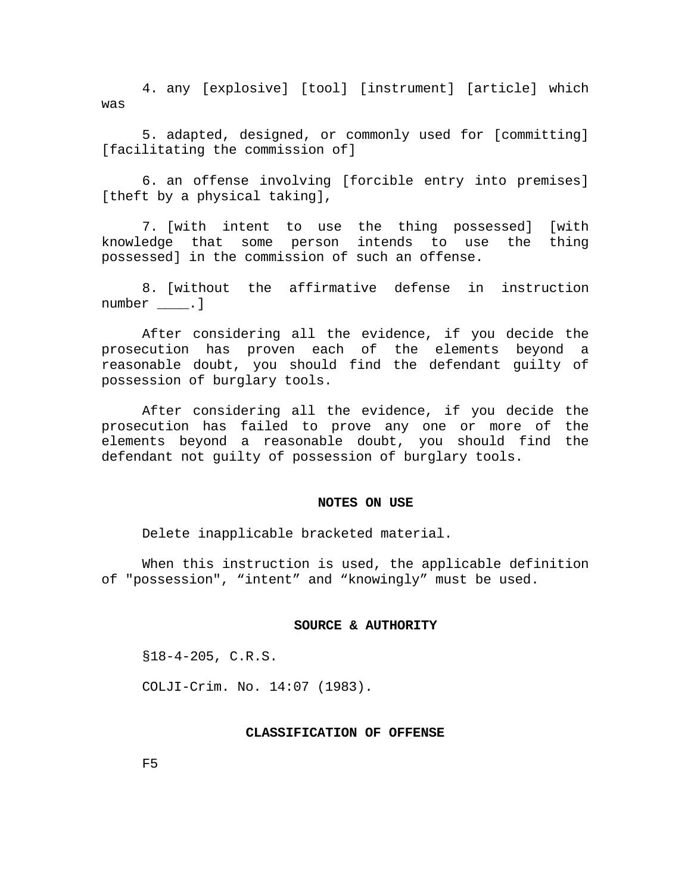4. any [explosive] [tool] [instrument] [article] which was

5. adapted, designed, or commonly used for [committing] [facilitating the commission of]

6. an offense involving [forcible entry into premises] [theft by a physical taking],

7. [with intent to use the thing possessed] [with knowledge that some person intends to use the thing possessed] in the commission of such an offense.

8. [without the affirmative defense in instruction number ____.]

After considering all the evidence, if you decide the prosecution has proven each of the elements beyond a reasonable doubt, you should find the defendant guilty of possession of burglary tools.

After considering all the evidence, if you decide the prosecution has failed to prove any one or more of the elements beyond a reasonable doubt, you should find the defendant not guilty of possession of burglary tools.

**NOTES ON USE**

Delete inapplicable bracketed material.

When this instruction is used, the applicable definition of "possession", “intent” and “knowingly” must be used.

**SOURCE & AUTHORITY**

§18-4-205, C.R.S.

COLJI-Crim. No. 14:07 (1983).

**CLASSIFICATION OF OFFENSE**

F5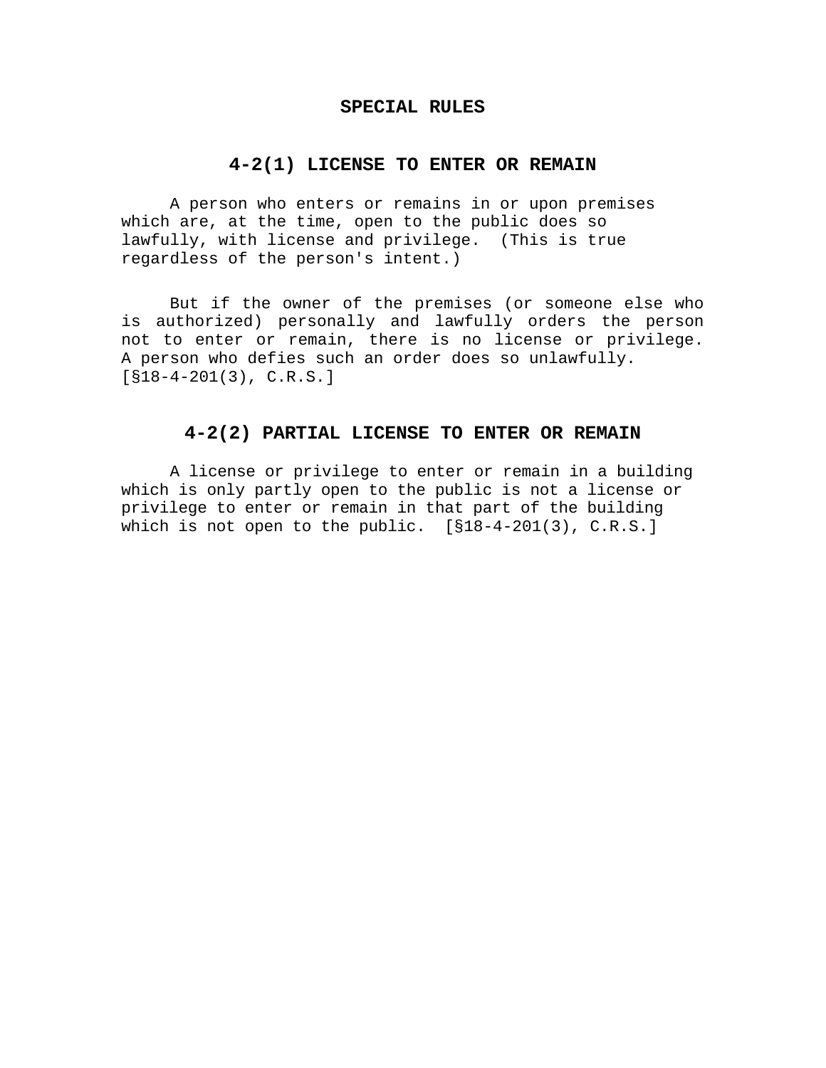## SPECIAL RULES

### 4-2(1) LICENSE TO ENTER OR REMAIN

A person who enters or remains in or upon premises which are, at the time, open to the public does so lawfully, with license and privilege. (This is true regardless of the person's intent.)

But if the owner of the premises (or someone else who is authorized) personally and lawfully orders the person not to enter or remain, there is no license or privilege. A person who defies such an order does so unlawfully. [§18-4-201(3), C.R.S.]

### 4-2(2) PARTIAL LICENSE TO ENTER OR REMAIN

A license or privilege to enter or remain in a building which is only partly open to the public is not a license or privilege to enter or remain in that part of the building which is not open to the public. [§18-4-201(3), C.R.S.]